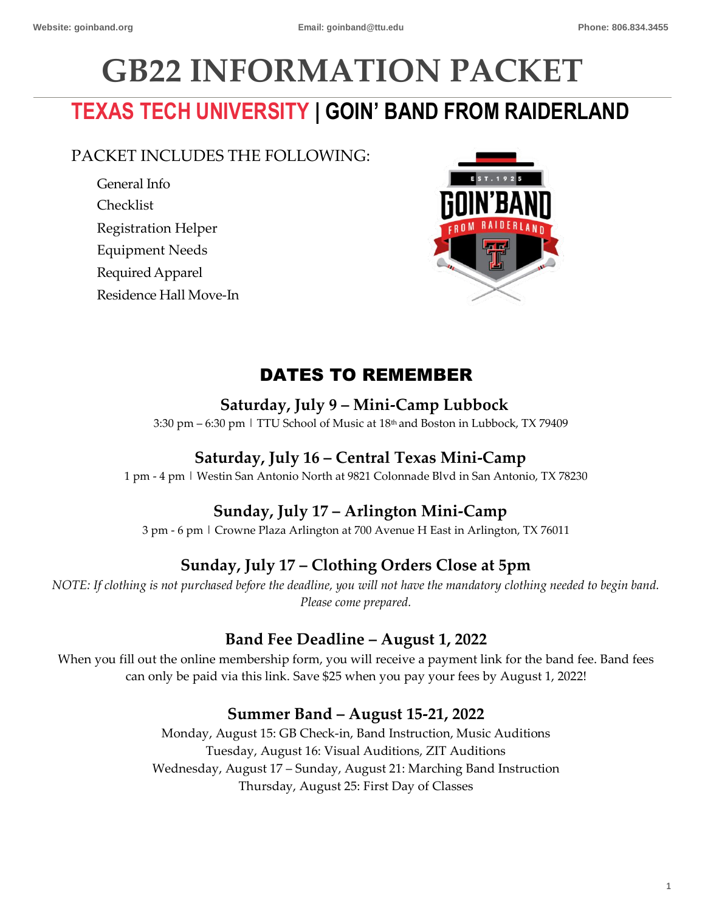Website: goinband.org | Email: goinband@ttu.edu | Phone: 806.834.3455

# GB22 INFORMATION PACKET

## TEXAS TECH UNIVERSITY | GOIN' BAND FROM RAIDERLAND

PACKET INCLUDES THE FOLLOWING:

- General Info
- Checklist
- Registration Helper
- Equipment Needs
- Required Apparel
- Residence Hall Move-In

## DATES TO REMEMBER

### Saturday, July 9 – Mini-Camp Lubbock

3:30 pm – 6:30 pm | TTU School of Music at 18th and Boston in Lubbock, TX 79409

### Saturday, July 16 – Central Texas Mini-Camp

1 pm - 4 pm | Westin San Antonio North at 9821 Colonnade Blvd in San Antonio, TX 78230

### Sunday, July 17 – Arlington Mini-Camp

3 pm - 6 pm | Crowne Plaza Arlington at 700 Avenue H East in Arlington, TX 76011

### Sunday, July 17 – Clothing Orders Close at 5pm

*NOTE: If clothing is not purchased before the deadline, you will not have the mandatory clothing needed to begin band. Please come prepared.*

### Band Fee Deadline – August 1, 2022

When you fill out the online membership form, you will receive a payment link for the band fee. Band fees can only be paid via this link. Save $25 when you pay your fees by August 1, 2022!

### Summer Band – August 15-21, 2022

Monday, August 15: GB Check-in, Band Instruction, Music Auditions
Tuesday, August 16: Visual Auditions, ZIT Auditions
Wednesday, August 17 – Sunday, August 21: Marching Band Instruction
Thursday, August 25: First Day of Classes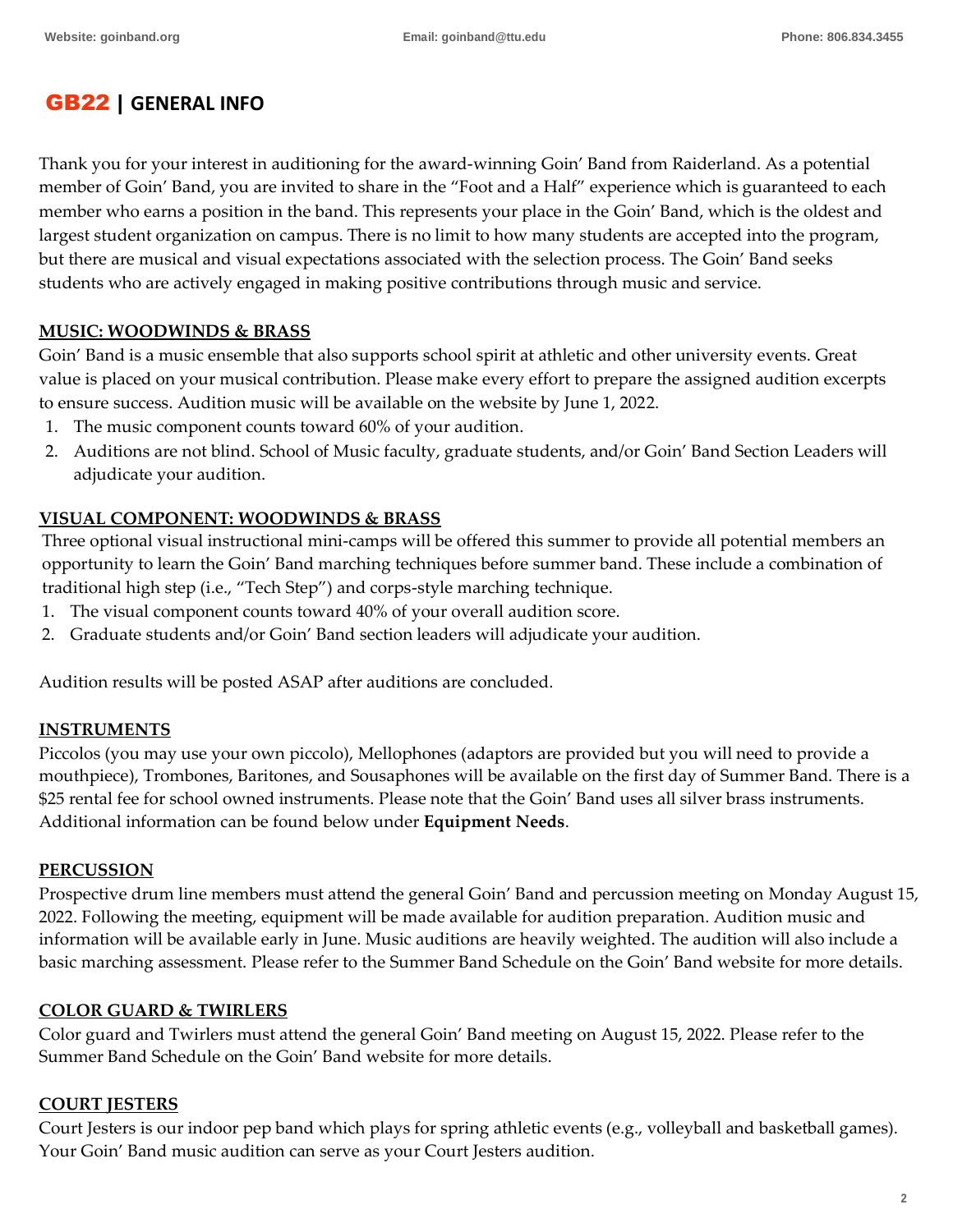## GB22 | GENERAL INFO

Thank you for your interest in auditioning for the award-winning Goin' Band from Raiderland. As a potential member of Goin' Band, you are invited to share in the "Foot and a Half" experience which is guaranteed to each member who earns a position in the band. This represents your place in the Goin' Band, which is the oldest and largest student organization on campus. There is no limit to how many students are accepted into the program, but there are musical and visual expectations associated with the selection process. The Goin' Band seeks students who are actively engaged in making positive contributions through music and service.

### MUSIC: WOODWINDS & BRASS

Goin' Band is a music ensemble that also supports school spirit at athletic and other university events. Great value is placed on your musical contribution. Please make every effort to prepare the assigned audition excerpts to ensure success. Audition music will be available on the website by June 1, 2022.

1. The music component counts toward 60% of your audition.
2. Auditions are not blind. School of Music faculty, graduate students, and/or Goin' Band Section Leaders will adjudicate your audition.

### VISUAL COMPONENT: WOODWINDS & BRASS

Three optional visual instructional mini-camps will be offered this summer to provide all potential members an opportunity to learn the Goin' Band marching techniques before summer band. These include a combination of traditional high step (i.e., "Tech Step") and corps-style marching technique.

1. The visual component counts toward 40% of your overall audition score.
2. Graduate students and/or Goin' Band section leaders will adjudicate your audition.

Audition results will be posted ASAP after auditions are concluded.

### INSTRUMENTS

Piccolos (you may use your own piccolo), Mellophones (adaptors are provided but you will need to provide a mouthpiece), Trombones, Baritones, and Sousaphones will be available on the first day of Summer Band. There is a $25 rental fee for school owned instruments. Please note that the Goin' Band uses all silver brass instruments. Additional information can be found below under **Equipment Needs**.

### PERCUSSION

Prospective drum line members must attend the general Goin' Band and percussion meeting on Monday August 15, 2022. Following the meeting, equipment will be made available for audition preparation. Audition music and information will be available early in June. Music auditions are heavily weighted. The audition will also include a basic marching assessment. Please refer to the Summer Band Schedule on the Goin' Band website for more details.

### COLOR GUARD & TWIRLERS

Color guard and Twirlers must attend the general Goin' Band meeting on August 15, 2022. Please refer to the Summer Band Schedule on the Goin' Band website for more details.

### COURT JESTERS

Court Jesters is our indoor pep band which plays for spring athletic events (e.g., volleyball and basketball games). Your Goin' Band music audition can serve as your Court Jesters audition.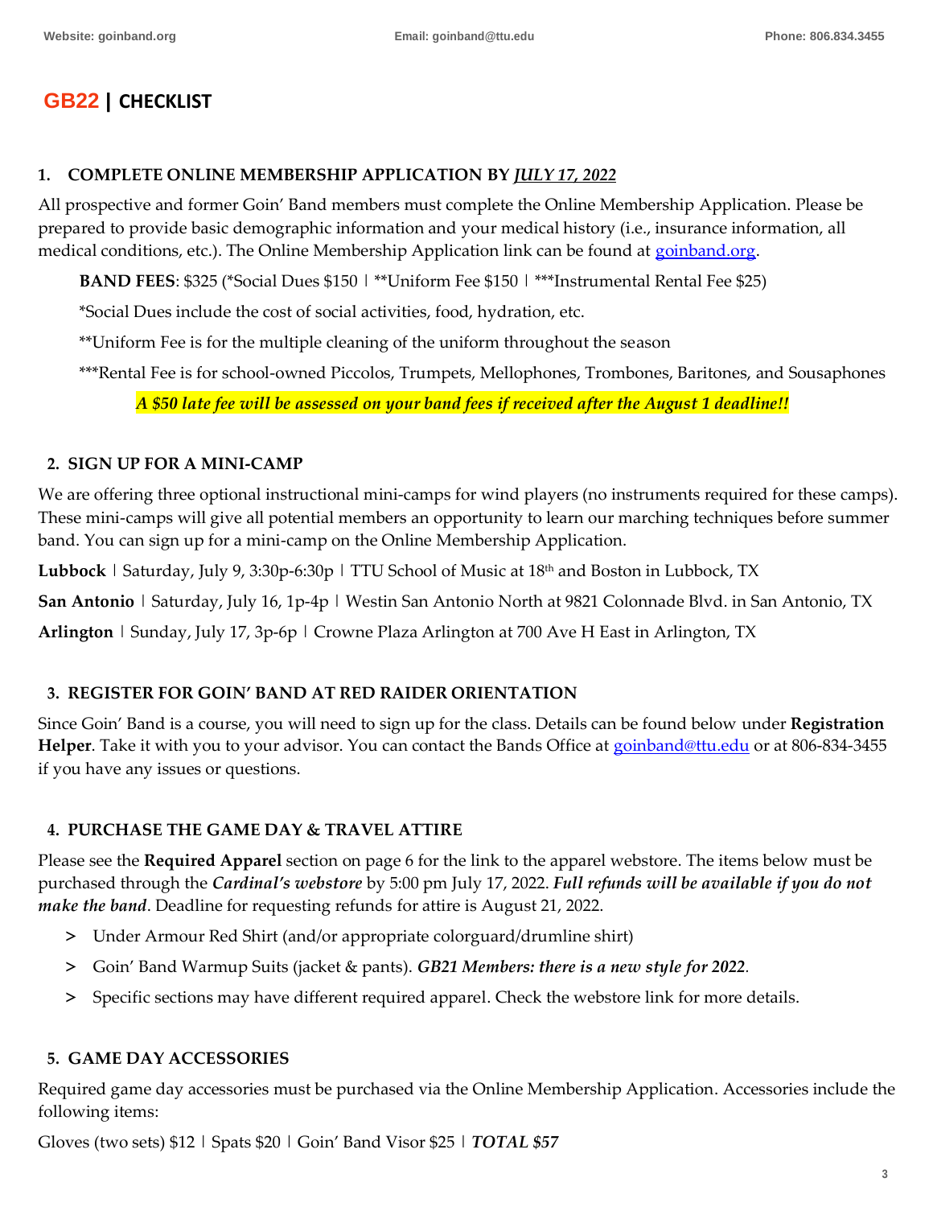## GB22 | CHECKLIST

### 1. COMPLETE ONLINE MEMBERSHIP APPLICATION BY *JULY 17, 2022*

All prospective and former Goin' Band members must complete the Online Membership Application. Please be prepared to provide basic demographic information and your medical history (i.e., insurance information, all medical conditions, etc.). The Online Membership Application link can be found at goinband.org.

**BAND FEES**: $325 (*Social Dues $150 | **Uniform Fee $150 | ***Instrumental Rental Fee $25)

*Social Dues include the cost of social activities, food, hydration, etc.

**Uniform Fee is for the multiple cleaning of the uniform throughout the season

***Rental Fee is for school-owned Piccolos, Trumpets, Mellophones, Trombones, Baritones, and Sousaphones

***A $50 late fee will be assessed on your band fees if received after the August 1 deadline!!***

### 2. SIGN UP FOR A MINI-CAMP

We are offering three optional instructional mini-camps for wind players (no instruments required for these camps). These mini-camps will give all potential members an opportunity to learn our marching techniques before summer band. You can sign up for a mini-camp on the Online Membership Application.

**Lubbock** | Saturday, July 9, 3:30p-6:30p | TTU School of Music at 18th and Boston in Lubbock, TX

**San Antonio** | Saturday, July 16, 1p-4p | Westin San Antonio North at 9821 Colonnade Blvd. in San Antonio, TX

**Arlington** | Sunday, July 17, 3p-6p | Crowne Plaza Arlington at 700 Ave H East in Arlington, TX

### 3. REGISTER FOR GOIN' BAND AT RED RAIDER ORIENTATION

Since Goin' Band is a course, you will need to sign up for the class. Details can be found below under **Registration Helper**. Take it with you to your advisor. You can contact the Bands Office at goinband@ttu.edu or at 806-834-3455 if you have any issues or questions.

### 4. PURCHASE THE GAME DAY & TRAVEL ATTIRE

Please see the **Required Apparel** section on page 6 for the link to the apparel webstore. The items below must be purchased through the ***Cardinal's webstore*** by 5:00 pm July 17, 2022. ***Full refunds will be available if you do not make the band***. Deadline for requesting refunds for attire is August 21, 2022.

- Under Armour Red Shirt (and/or appropriate colorguard/drumline shirt)
- Goin' Band Warmup Suits (jacket & pants). ***GB21 Members: there is a new style for 2022***.
- Specific sections may have different required apparel. Check the webstore link for more details.

### 5. GAME DAY ACCESSORIES

Required game day accessories must be purchased via the Online Membership Application. Accessories include the following items:

Gloves (two sets) $12 | Spats $20 | Goin' Band Visor $25 | ***TOTAL $57***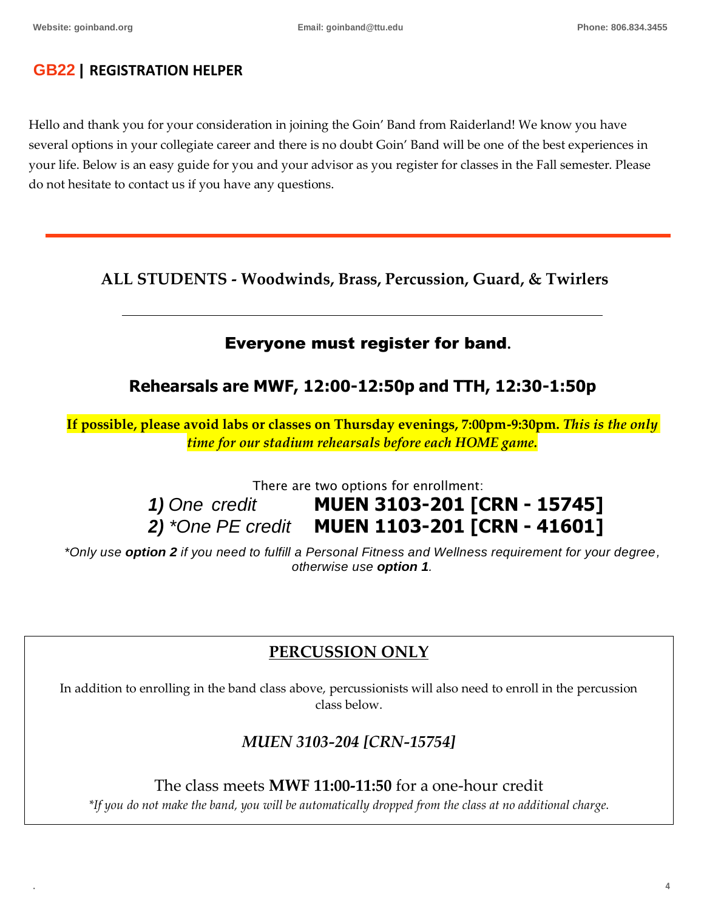## GB22 | REGISTRATION HELPER

Hello and thank you for your consideration in joining the Goin' Band from Raiderland! We know you have several options in your collegiate career and there is no doubt Goin' Band will be one of the best experiences in your life. Below is an easy guide for you and your advisor as you register for classes in the Fall semester. Please do not hesitate to contact us if you have any questions.

---

### ALL STUDENTS - Woodwinds, Brass, Percussion, Guard, & Twirlers

---

### Everyone must register for band.

### Rehearsals are MWF, 12:00-12:50p and TTH, 12:30-1:50p

**If possible, please avoid labs or classes on Thursday evenings, 7:00pm-9:30pm.** ***This is the only time for our stadium rehearsals before each HOME game.***

There are two options for enrollment:

***1)*** *One credit* **MUEN 3103-201 [CRN - 15745]**

***2)*** *\*One PE credit* **MUEN 1103-201 [CRN - 41601]**

*\*Only use **option 2** if you need to fulfill a Personal Fitness and Wellness requirement for your degree, otherwise use **option 1**.*

### PERCUSSION ONLY

In addition to enrolling in the band class above, percussionists will also need to enroll in the percussion class below.

*MUEN 3103-204 [CRN-15754]*

The class meets **MWF 11:00-11:50** for a one-hour credit

*\*If you do not make the band, you will be automatically dropped from the class at no additional charge.*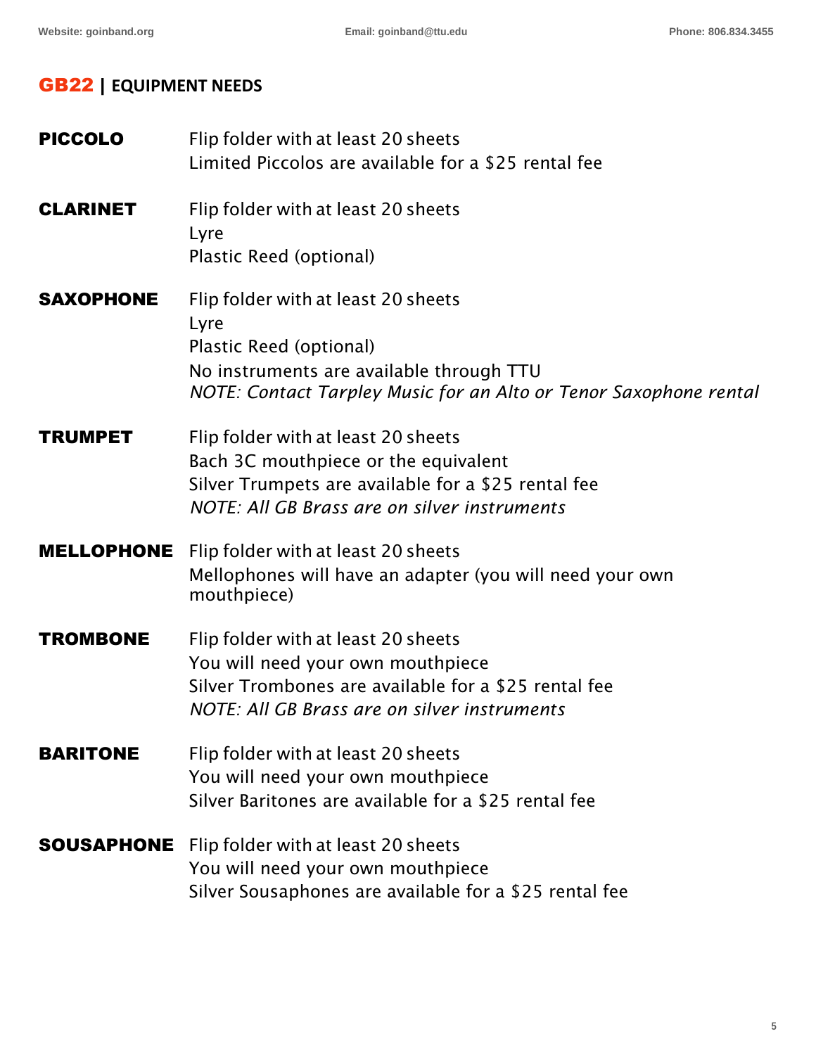## **GB22** | EQUIPMENT NEEDS

**PICCOLO**

Flip folder with at least 20 sheets
Limited Piccolos are available for a $25 rental fee

**CLARINET**

Flip folder with at least 20 sheets
Lyre
Plastic Reed (optional)

**SAXOPHONE**

Flip folder with at least 20 sheets
Lyre
Plastic Reed (optional)
No instruments are available through TTU
*NOTE: Contact Tarpley Music for an Alto or Tenor Saxophone rental*

**TRUMPET**

Flip folder with at least 20 sheets
Bach 3C mouthpiece or the equivalent
Silver Trumpets are available for a $25 rental fee
*NOTE: All GB Brass are on silver instruments*

**MELLOPHONE**

Flip folder with at least 20 sheets
Mellophones will have an adapter (you will need your own mouthpiece)

**TROMBONE**

Flip folder with at least 20 sheets
You will need your own mouthpiece
Silver Trombones are available for a $25 rental fee
*NOTE: All GB Brass are on silver instruments*

**BARITONE**

Flip folder with at least 20 sheets
You will need your own mouthpiece
Silver Baritones are available for a $25 rental fee

**SOUSAPHONE**

Flip folder with at least 20 sheets
You will need your own mouthpiece
Silver Sousaphones are available for a $25 rental fee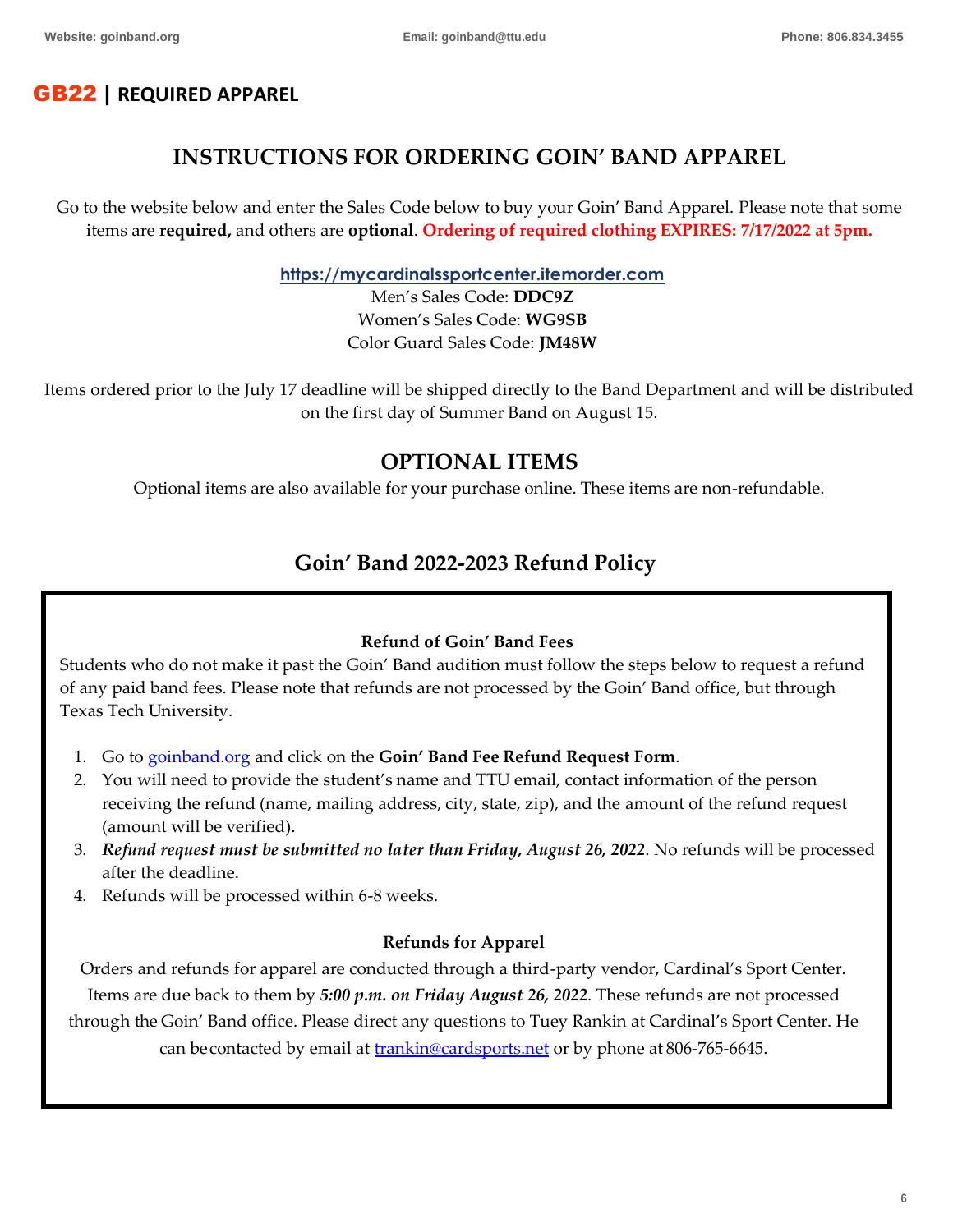## GB22 | REQUIRED APPAREL

# INSTRUCTIONS FOR ORDERING GOIN' BAND APPAREL

Go to the website below and enter the Sales Code below to buy your Goin' Band Apparel. Please note that some items are **required,** and others are **optional**. **Ordering of required clothing EXPIRES: 7/17/2022 at 5pm.**

**https://mycardinalssportcenter.itemorder.com**
Men's Sales Code: **DDC9Z**
Women's Sales Code: **WG9SB**
Color Guard Sales Code: **JM48W**

Items ordered prior to the July 17 deadline will be shipped directly to the Band Department and will be distributed on the first day of Summer Band on August 15.

## OPTIONAL ITEMS

Optional items are also available for your purchase online. These items are non-refundable.

## Goin' Band 2022-2023 Refund Policy

### Refund of Goin' Band Fees

Students who do not make it past the Goin' Band audition must follow the steps below to request a refund of any paid band fees. Please note that refunds are not processed by the Goin' Band office, but through Texas Tech University.

1. Go to goinband.org and click on the **Goin' Band Fee Refund Request Form**.
2. You will need to provide the student's name and TTU email, contact information of the person receiving the refund (name, mailing address, city, state, zip), and the amount of the refund request (amount will be verified).
3. ***Refund request must be submitted no later than Friday, August 26, 2022***. No refunds will be processed after the deadline.
4. Refunds will be processed within 6-8 weeks.

### Refunds for Apparel

Orders and refunds for apparel are conducted through a third-party vendor, Cardinal's Sport Center. Items are due back to them by ***5:00 p.m. on Friday August 26, 2022***. These refunds are not processed through the Goin' Band office. Please direct any questions to Tuey Rankin at Cardinal's Sport Center. He can be contacted by email at trankin@cardsports.net or by phone at 806-765-6645.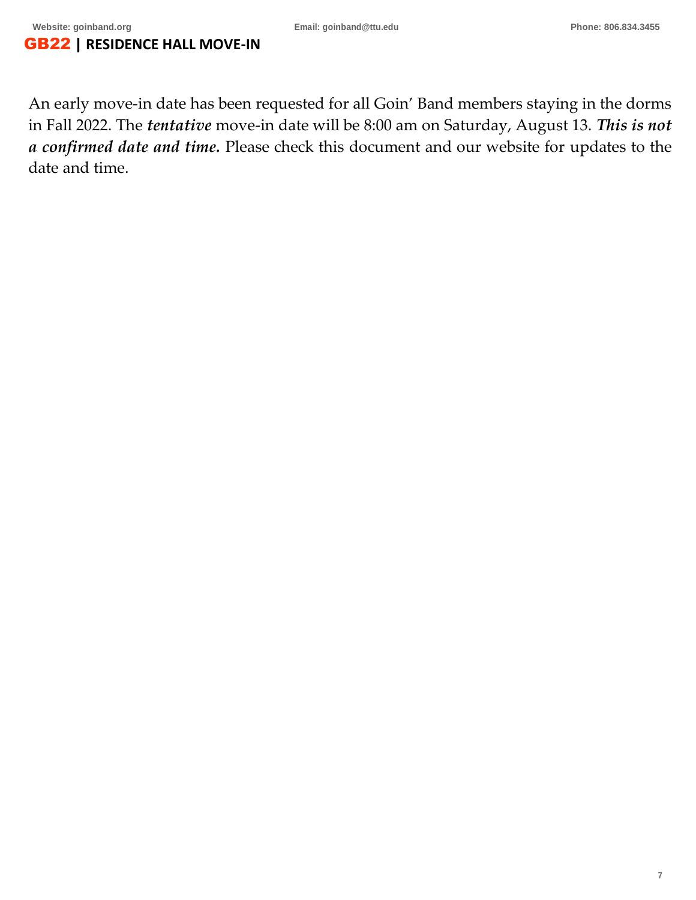## GB22 | RESIDENCE HALL MOVE-IN

An early move-in date has been requested for all Goin' Band members staying in the dorms in Fall 2022. The ***tentative*** move-in date will be 8:00 am on Saturday, August 13. ***This is not a confirmed date and time.*** Please check this document and our website for updates to the date and time.